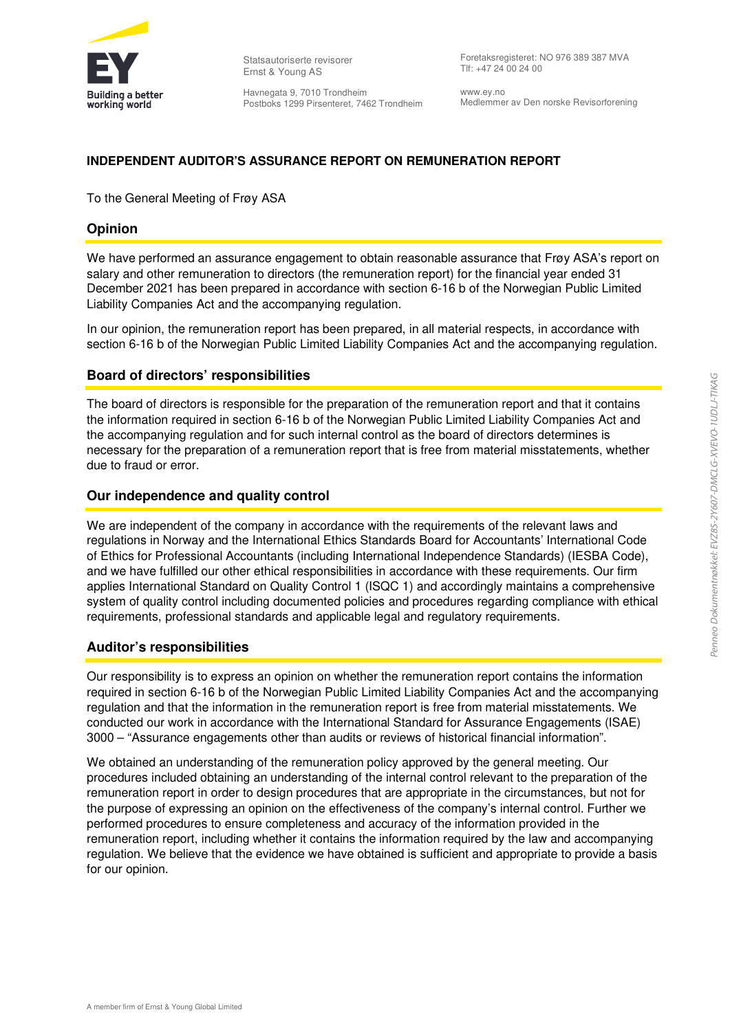Statsautoriserte revisorer
Ernst & Young AS

Havnegata 9, 7010 Trondheim
Postboks 1299 Pirsenteret, 7462 Trondheim

Foretaksregisteret: NO 976 389 387 MVA
Tlf: +47 24 00 24 00

www.ey.no
Medlemmer av Den norske Revisorforening

**INDEPENDENT AUDITOR'S ASSURANCE REPORT ON REMUNERATION REPORT**

To the General Meeting of Frøy ASA

## Opinion

We have performed an assurance engagement to obtain reasonable assurance that Frøy ASA's report on salary and other remuneration to directors (the remuneration report) for the financial year ended 31 December 2021 has been prepared in accordance with section 6-16 b of the Norwegian Public Limited Liability Companies Act and the accompanying regulation.

In our opinion, the remuneration report has been prepared, in all material respects, in accordance with section 6-16 b of the Norwegian Public Limited Liability Companies Act and the accompanying regulation.

## Board of directors' responsibilities

The board of directors is responsible for the preparation of the remuneration report and that it contains the information required in section 6-16 b of the Norwegian Public Limited Liability Companies Act and the accompanying regulation and for such internal control as the board of directors determines is necessary for the preparation of a remuneration report that is free from material misstatements, whether due to fraud or error.

## Our independence and quality control

We are independent of the company in accordance with the requirements of the relevant laws and regulations in Norway and the International Ethics Standards Board for Accountants' International Code of Ethics for Professional Accountants (including International Independence Standards) (IESBA Code), and we have fulfilled our other ethical responsibilities in accordance with these requirements. Our firm applies International Standard on Quality Control 1 (ISQC 1) and accordingly maintains a comprehensive system of quality control including documented policies and procedures regarding compliance with ethical requirements, professional standards and applicable legal and regulatory requirements.

## Auditor's responsibilities

Our responsibility is to express an opinion on whether the remuneration report contains the information required in section 6-16 b of the Norwegian Public Limited Liability Companies Act and the accompanying regulation and that the information in the remuneration report is free from material misstatements. We conducted our work in accordance with the International Standard for Assurance Engagements (ISAE) 3000 – "Assurance engagements other than audits or reviews of historical financial information".

We obtained an understanding of the remuneration policy approved by the general meeting. Our procedures included obtaining an understanding of the internal control relevant to the preparation of the remuneration report in order to design procedures that are appropriate in the circumstances, but not for the purpose of expressing an opinion on the effectiveness of the company's internal control. Further we performed procedures to ensure completeness and accuracy of the information provided in the remuneration report, including whether it contains the information required by the law and accompanying regulation. We believe that the evidence we have obtained is sufficient and appropriate to provide a basis for our opinion.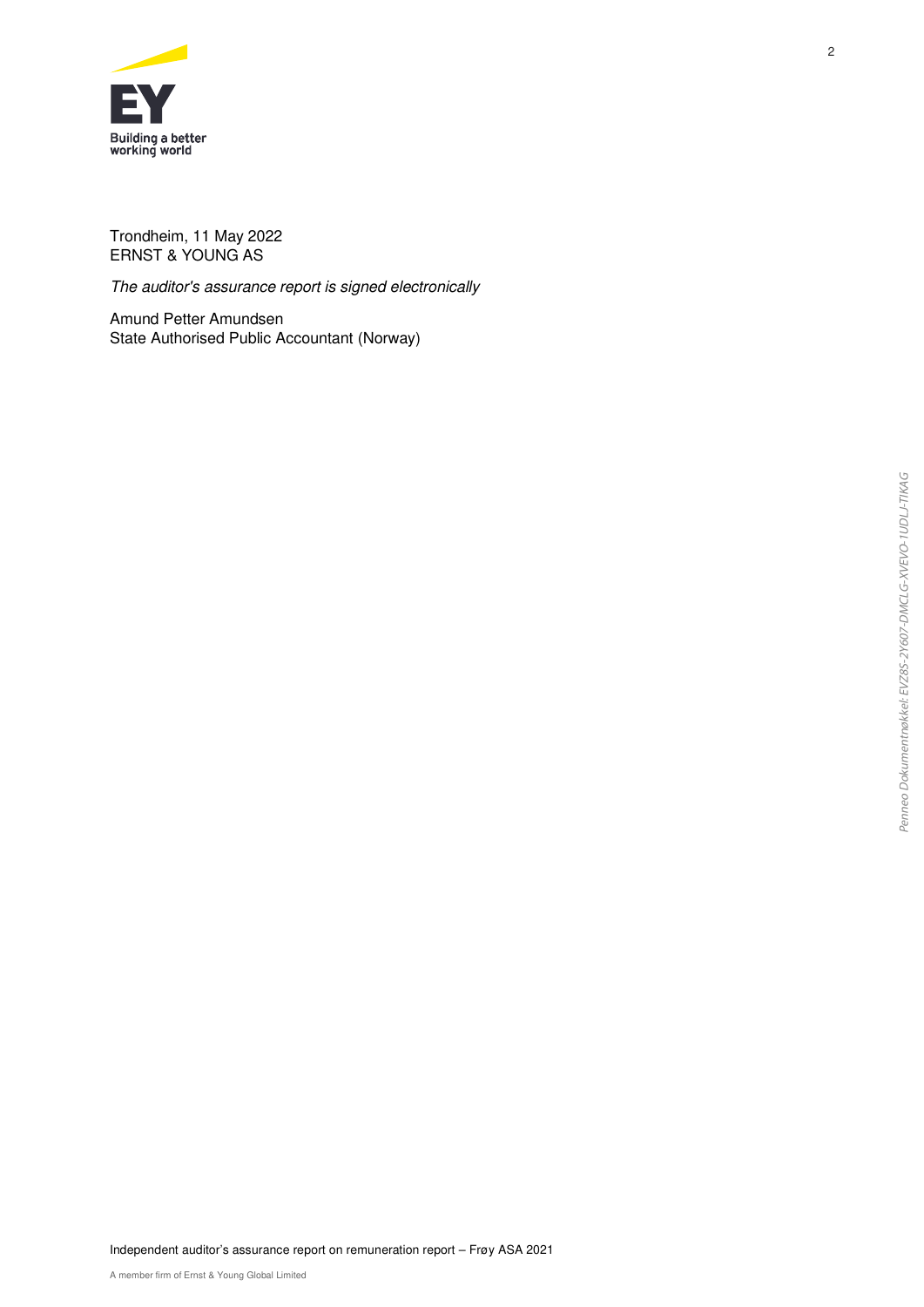Trondheim, 11 May 2022
ERNST & YOUNG AS

*The auditor's assurance report is signed electronically*

Amund Petter Amundsen
State Authorised Public Accountant (Norway)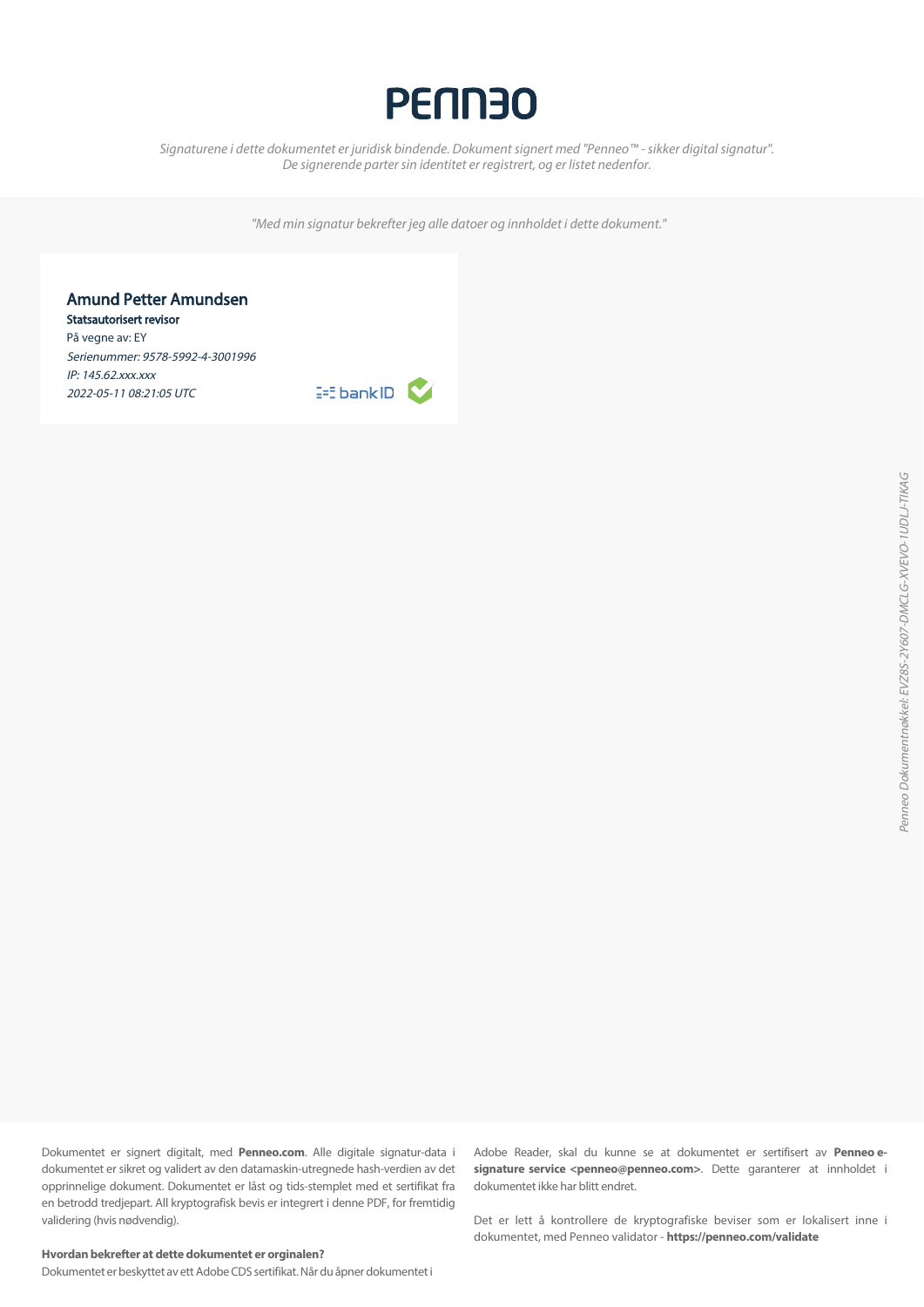# PENN30

*Signaturene i dette dokumentet er juridisk bindende. Dokument signert med "Penneo™ - sikker digital signatur". De signerende parter sin identitet er registrert, og er listet nedenfor.*

*"Med min signatur bekrefter jeg alle datoer og innholdet i dette dokument."*

**Amund Petter Amundsen**
**Statsautorisert revisor**
På vegne av: EY
*Serienummer: 9578-5992-4-3001996*
*IP: 145.62.xxx.xxx*
*2022-05-11 08:21:05 UTC*

bankID

*Penneo Dokumentnøkkel: EVZ8S-2Y6O7-DMCLG-XVEVO-1UDLJ-TIKAG*

Dokumentet er signert digitalt, med **Penneo.com**. Alle digitale signatur-data i dokumentet er sikret og validert av den datamaskin-utregnede hash-verdien av det opprinnelige dokument. Dokumentet er låst og tids-stemplet med et sertifikat fra en betrodd tredjepart. All kryptografisk bevis er integrert i denne PDF, for fremtidig validering (hvis nødvendig).

**Hvordan bekrefter at dette dokumentet er orginalen?**

Dokumentet er beskyttet av ett Adobe CDS sertifikat. Når du åpner dokumentet i Adobe Reader, skal du kunne se at dokumentet er sertifisert av **Penneo e-signature service <penneo@penneo.com>**. Dette garanterer at innholdet i dokumentet ikke har blitt endret.

Det er lett å kontrollere de kryptografiske beviser som er lokalisert inne i dokumentet, med Penneo validator - **https://penneo.com/validate**